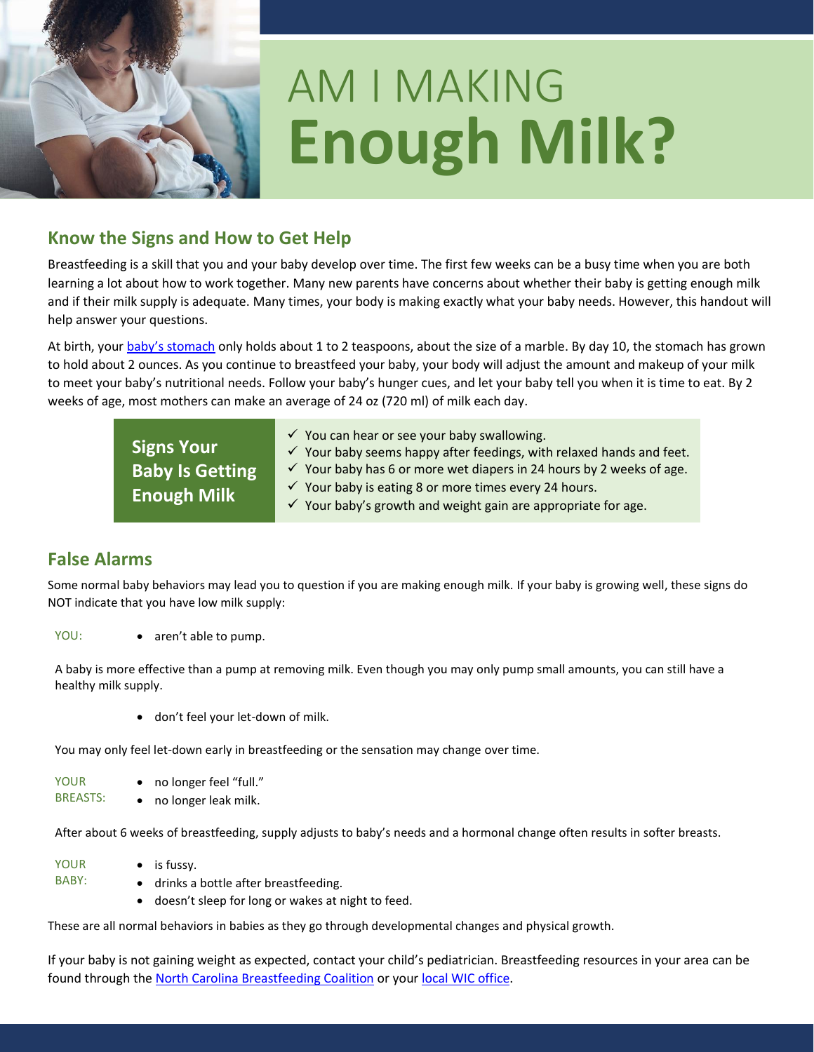# AM I MAKING **Enough Milk?**

## Know the Signs and How to Get Help

Breastfeeding is a skill that you and your baby develop over time. The first few weeks can be a busy time when you are both learning a lot about how to work together. Many new parents have concerns about whether their baby is getting enough milk and if their milk supply is adequate. Many times, your body is making exactly what your baby needs. However, this handout will help answer your questions.

At birth, your baby's stomach only holds about 1 to 2 teaspoons, about the size of a marble. By day 10, the stomach has grown to hold about 2 ounces. As you continue to breastfeed your baby, your body will adjust the amount and makeup of your milk to meet your baby's nutritional needs. Follow your baby's hunger cues, and let your baby tell you when it is time to eat. By 2 weeks of age, most mothers can make an average of 24 oz (720 ml) of milk each day.

**Signs Your Baby Is Getting Enough Milk**

- ✓ You can hear or see your baby swallowing.
- ✓ Your baby seems happy after feedings, with relaxed hands and feet.
- ✓ Your baby has 6 or more wet diapers in 24 hours by 2 weeks of age.
- ✓ Your baby is eating 8 or more times every 24 hours.
- ✓ Your baby's growth and weight gain are appropriate for age.

## False Alarms

Some normal baby behaviors may lead you to question if you are making enough milk. If your baby is growing well, these signs do NOT indicate that you have low milk supply:

YOU:

- aren't able to pump.

A baby is more effective than a pump at removing milk. Even though you may only pump small amounts, you can still have a healthy milk supply.

- don't feel your let-down of milk.

You may only feel let-down early in breastfeeding or the sensation may change over time.

YOUR BREASTS:

- no longer feel "full."
- no longer leak milk.

After about 6 weeks of breastfeeding, supply adjusts to baby's needs and a hormonal change often results in softer breasts.

YOUR BABY:

- is fussy.
- drinks a bottle after breastfeeding.
- doesn't sleep for long or wakes at night to feed.

These are all normal behaviors in babies as they go through developmental changes and physical growth.

If your baby is not gaining weight as expected, contact your child's pediatrician. Breastfeeding resources in your area can be found through the North Carolina Breastfeeding Coalition or your local WIC office.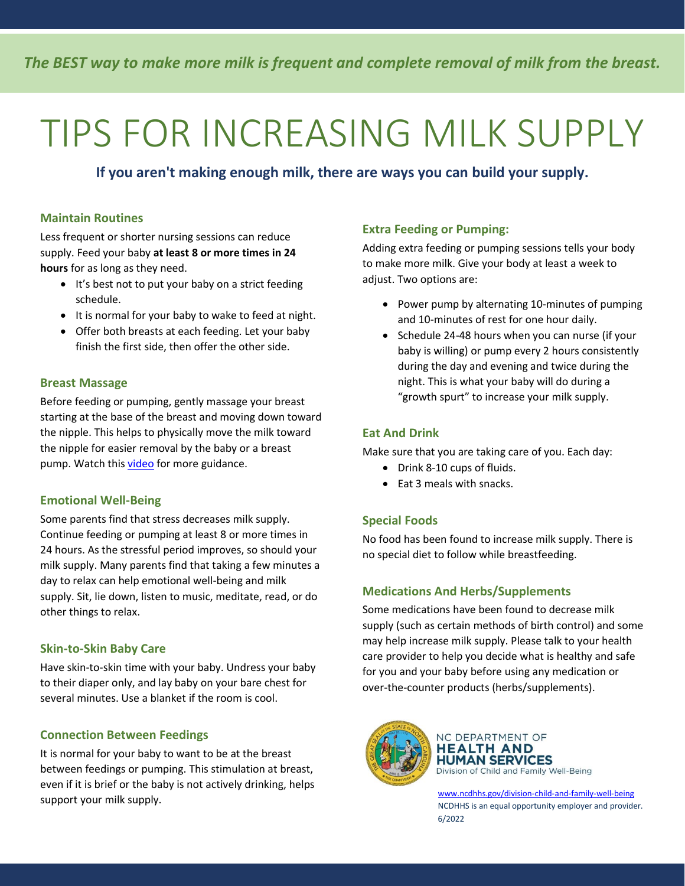*The BEST way to make more milk is frequent and complete removal of milk from the breast.*

# TIPS FOR INCREASING MILK SUPPLY

**If you aren't making enough milk, there are ways you can build your supply.**

### Maintain Routines

Less frequent or shorter nursing sessions can reduce supply. Feed your baby **at least 8 or more times in 24 hours** for as long as they need.

- It's best not to put your baby on a strict feeding schedule.
- It is normal for your baby to wake to feed at night.
- Offer both breasts at each feeding. Let your baby finish the first side, then offer the other side.

### Breast Massage

Before feeding or pumping, gently massage your breast starting at the base of the breast and moving down toward the nipple. This helps to physically move the milk toward the nipple for easier removal by the baby or a breast pump. Watch this video for more guidance.

### Emotional Well-Being

Some parents find that stress decreases milk supply. Continue feeding or pumping at least 8 or more times in 24 hours. As the stressful period improves, so should your milk supply. Many parents find that taking a few minutes a day to relax can help emotional well-being and milk supply. Sit, lie down, listen to music, meditate, read, or do other things to relax.

### Skin-to-Skin Baby Care

Have skin-to-skin time with your baby. Undress your baby to their diaper only, and lay baby on your bare chest for several minutes. Use a blanket if the room is cool.

### Connection Between Feedings

It is normal for your baby to want to be at the breast between feedings or pumping. This stimulation at breast, even if it is brief or the baby is not actively drinking, helps support your milk supply.

### Extra Feeding or Pumping:

Adding extra feeding or pumping sessions tells your body to make more milk. Give your body at least a week to adjust. Two options are:

- Power pump by alternating 10-minutes of pumping and 10-minutes of rest for one hour daily.
- Schedule 24-48 hours when you can nurse (if your baby is willing) or pump every 2 hours consistently during the day and evening and twice during the night. This is what your baby will do during a "growth spurt" to increase your milk supply.

### Eat And Drink

Make sure that you are taking care of you. Each day:

- Drink 8-10 cups of fluids.
- Eat 3 meals with snacks.

### Special Foods

No food has been found to increase milk supply. There is no special diet to follow while breastfeeding.

### Medications And Herbs/Supplements

Some medications have been found to decrease milk supply (such as certain methods of birth control) and some may help increase milk supply. Please talk to your health care provider to help you decide what is healthy and safe for you and your baby before using any medication or over-the-counter products (herbs/supplements).

NC DEPARTMENT OF HEALTH AND HUMAN SERVICES
Division of Child and Family Well-Being

www.ncdhhs.gov/division-child-and-family-well-being
NCDHHS is an equal opportunity employer and provider.
6/2022